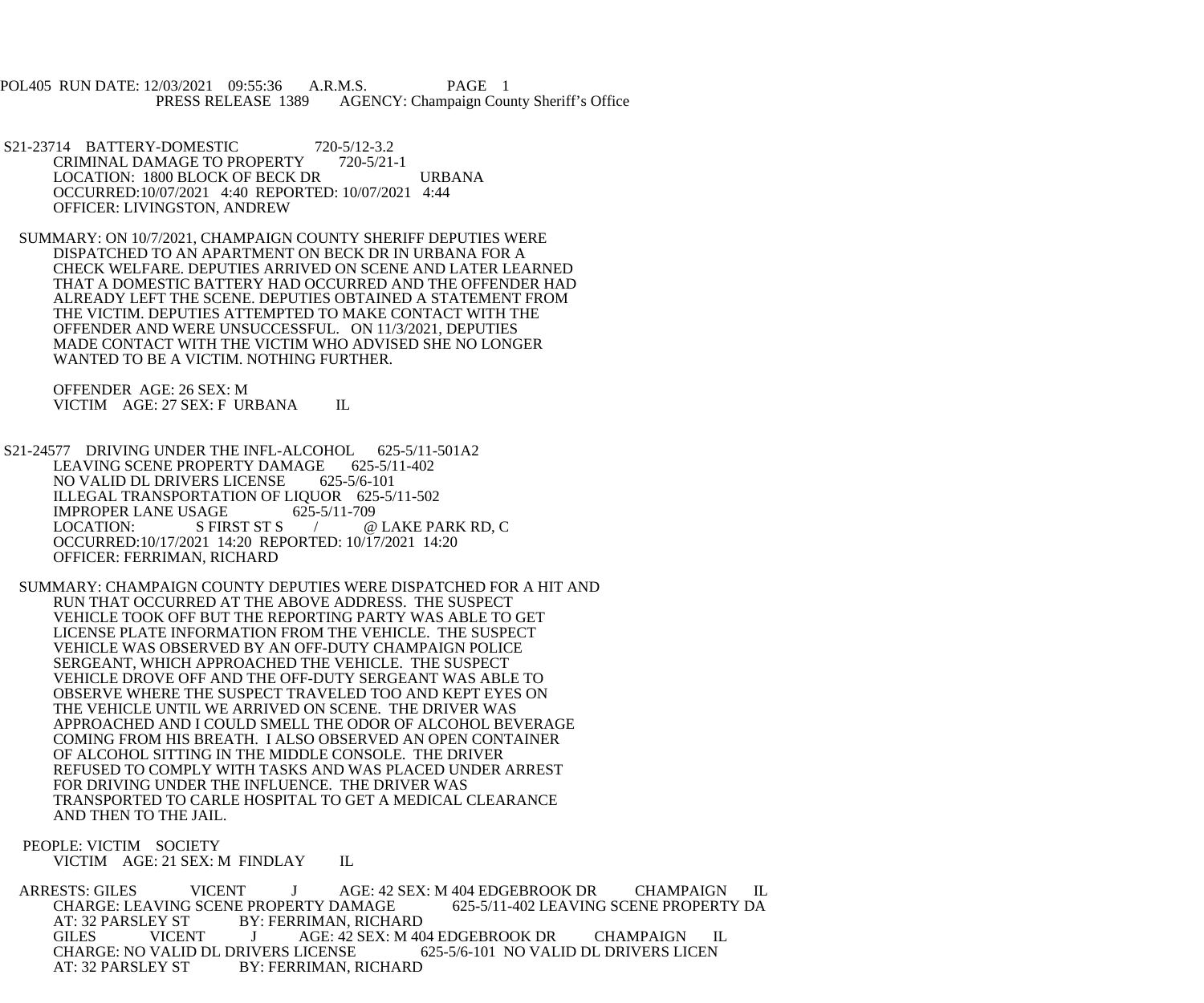POL405 RUN DATE: 12/03/2021 09:55:36 A.R.M.S. PAGE 1
PRESS RELEASE 1389 AGENCY: Champaign County Sheriff's Office

S21-23714 BATTERY-DOMESTIC 720-5/12-3.2
CRIMINAL DAMAGE TO PROPERTY 720-5/21-1
LOCATION: 1800 BLOCK OF BECK DR URBANA
OCCURRED:10/07/2021 4:40 REPORTED: 10/07/2021 4:44
OFFICER: LIVINGSTON, ANDREW

SUMMARY: ON 10/7/2021, CHAMPAIGN COUNTY SHERIFF DEPUTIES WERE DISPATCHED TO AN APARTMENT ON BECK DR IN URBANA FOR A CHECK WELFARE. DEPUTIES ARRIVED ON SCENE AND LATER LEARNED THAT A DOMESTIC BATTERY HAD OCCURRED AND THE OFFENDER HAD ALREADY LEFT THE SCENE. DEPUTIES OBTAINED A STATEMENT FROM THE VICTIM. DEPUTIES ATTEMPTED TO MAKE CONTACT WITH THE OFFENDER AND WERE UNSUCCESSFUL. ON 11/3/2021, DEPUTIES MADE CONTACT WITH THE VICTIM WHO ADVISED SHE NO LONGER WANTED TO BE A VICTIM. NOTHING FURTHER.

OFFENDER AGE: 26 SEX: M
VICTIM AGE: 27 SEX: F URBANA IL

S21-24577 DRIVING UNDER THE INFL-ALCOHOL 625-5/11-501A2
LEAVING SCENE PROPERTY DAMAGE 625-5/11-402
NO VALID DL DRIVERS LICENSE 625-5/6-101
ILLEGAL TRANSPORTATION OF LIQUOR 625-5/11-502
IMPROPER LANE USAGE 625-5/11-709
LOCATION: S FIRST ST S / @ LAKE PARK RD, C
OCCURRED:10/17/2021 14:20 REPORTED: 10/17/2021 14:20
OFFICER: FERRIMAN, RICHARD

SUMMARY: CHAMPAIGN COUNTY DEPUTIES WERE DISPATCHED FOR A HIT AND RUN THAT OCCURRED AT THE ABOVE ADDRESS. THE SUSPECT VEHICLE TOOK OFF BUT THE REPORTING PARTY WAS ABLE TO GET LICENSE PLATE INFORMATION FROM THE VEHICLE. THE SUSPECT VEHICLE WAS OBSERVED BY AN OFF-DUTY CHAMPAIGN POLICE SERGEANT, WHICH APPROACHED THE VEHICLE. THE SUSPECT VEHICLE DROVE OFF AND THE OFF-DUTY SERGEANT WAS ABLE TO OBSERVE WHERE THE SUSPECT TRAVELED TOO AND KEPT EYES ON THE VEHICLE UNTIL WE ARRIVED ON SCENE. THE DRIVER WAS APPROACHED AND I COULD SMELL THE ODOR OF ALCOHOL BEVERAGE COMING FROM HIS BREATH. I ALSO OBSERVED AN OPEN CONTAINER OF ALCOHOL SITTING IN THE MIDDLE CONSOLE. THE DRIVER REFUSED TO COMPLY WITH TASKS AND WAS PLACED UNDER ARREST FOR DRIVING UNDER THE INFLUENCE. THE DRIVER WAS TRANSPORTED TO CARLE HOSPITAL TO GET A MEDICAL CLEARANCE AND THEN TO THE JAIL.

PEOPLE: VICTIM SOCIETY
VICTIM AGE: 21 SEX: M FINDLAY IL

ARRESTS: GILES VICENT J AGE: 42 SEX: M 404 EDGEBROOK DR CHAMPAIGN IL
CHARGE: LEAVING SCENE PROPERTY DAMAGE 625-5/11-402 LEAVING SCENE PROPERTY DA
AT: 32 PARSLEY ST BY: FERRIMAN, RICHARD
GILES VICENT J AGE: 42 SEX: M 404 EDGEBROOK DR CHAMPAIGN IL
CHARGE: NO VALID DL DRIVERS LICENSE 625-5/6-101 NO VALID DL DRIVERS LICEN
AT: 32 PARSLEY ST BY: FERRIMAN, RICHARD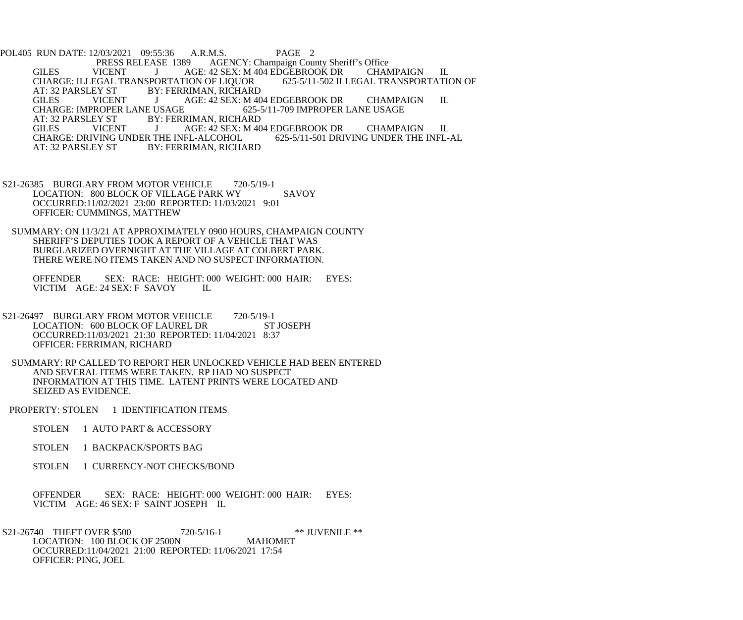PRESS RELEASE 1389 AGENCY: Champaign County Sheriff's Office

GILES VICENT J AGE: 42 SEX: M 404 EDGEBROOK DR CHAMPAIGN IL
CHARGE: ILLEGAL TRANSPORTATION OF LIQUOR 625-5/11-502 ILLEGAL TRANSPORTATION OF
AT: 32 PARSLEY ST BY: FERRIMAN, RICHARD

GILES VICENT J AGE: 42 SEX: M 404 EDGEBROOK DR CHAMPAIGN IL
CHARGE: IMPROPER LANE USAGE 625-5/11-709 IMPROPER LANE USAGE
AT: 32 PARSLEY ST BY: FERRIMAN, RICHARD

GILES VICENT J AGE: 42 SEX: M 404 EDGEBROOK DR CHAMPAIGN IL
CHARGE: DRIVING UNDER THE INFL-ALCOHOL 625-5/11-501 DRIVING UNDER THE INFL-AL
AT: 32 PARSLEY ST BY: FERRIMAN, RICHARD

S21-26385 BURGLARY FROM MOTOR VEHICLE 720-5/19-1
LOCATION: 800 BLOCK OF VILLAGE PARK WY SAVOY
OCCURRED:11/02/2021 23:00 REPORTED: 11/03/2021 9:01
OFFICER: CUMMINGS, MATTHEW

SUMMARY: ON 11/3/21 AT APPROXIMATELY 0900 HOURS, CHAMPAIGN COUNTY SHERIFF'S DEPUTIES TOOK A REPORT OF A VEHICLE THAT WAS BURGLARIZED OVERNIGHT AT THE VILLAGE AT COLBERT PARK. THERE WERE NO ITEMS TAKEN AND NO SUSPECT INFORMATION.

OFFENDER SEX: RACE: HEIGHT: 000 WEIGHT: 000 HAIR: EYES:
VICTIM AGE: 24 SEX: F SAVOY IL

S21-26497 BURGLARY FROM MOTOR VEHICLE 720-5/19-1
LOCATION: 600 BLOCK OF LAUREL DR ST JOSEPH
OCCURRED:11/03/2021 21:30 REPORTED: 11/04/2021 8:37
OFFICER: FERRIMAN, RICHARD

SUMMARY: RP CALLED TO REPORT HER UNLOCKED VEHICLE HAD BEEN ENTERED AND SEVERAL ITEMS WERE TAKEN. RP HAD NO SUSPECT INFORMATION AT THIS TIME. LATENT PRINTS WERE LOCATED AND SEIZED AS EVIDENCE.

PROPERTY: STOLEN 1 IDENTIFICATION ITEMS

STOLEN 1 AUTO PART & ACCESSORY

STOLEN 1 BACKPACK/SPORTS BAG

STOLEN 1 CURRENCY-NOT CHECKS/BOND

OFFENDER SEX: RACE: HEIGHT: 000 WEIGHT: 000 HAIR: EYES:
VICTIM AGE: 46 SEX: F SAINT JOSEPH IL

S21-26740 THEFT OVER $500 720-5/16-1 ** JUVENILE **
LOCATION: 100 BLOCK OF 2500N MAHOMET
OCCURRED:11/04/2021 21:00 REPORTED: 11/06/2021 17:54
OFFICER: PING, JOEL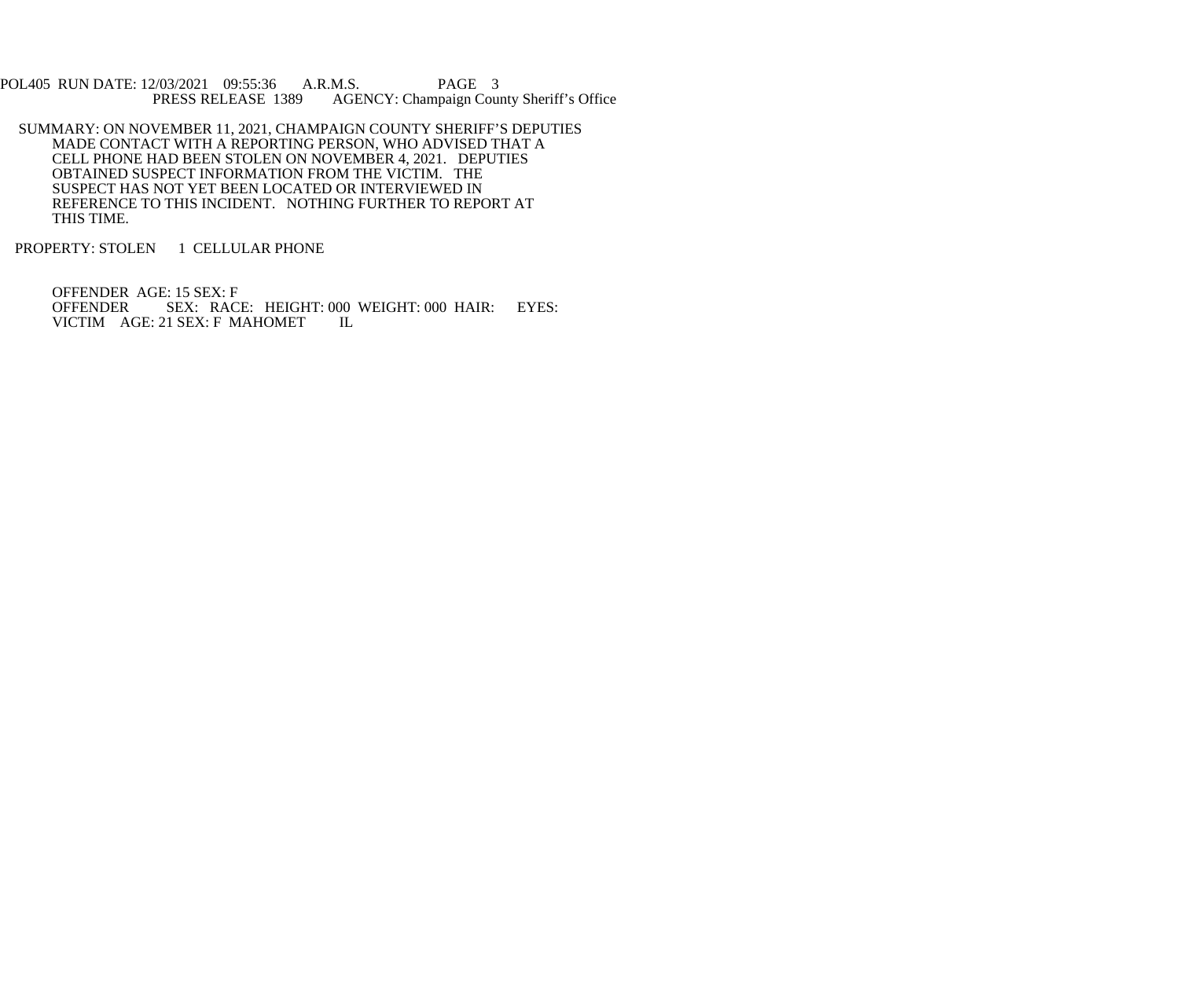SUMMARY: ON NOVEMBER 11, 2021, CHAMPAIGN COUNTY SHERIFF'S DEPUTIES MADE CONTACT WITH A REPORTING PERSON, WHO ADVISED THAT A CELL PHONE HAD BEEN STOLEN ON NOVEMBER 4, 2021. DEPUTIES OBTAINED SUSPECT INFORMATION FROM THE VICTIM. THE SUSPECT HAS NOT YET BEEN LOCATED OR INTERVIEWED IN REFERENCE TO THIS INCIDENT. NOTHING FURTHER TO REPORT AT THIS TIME.

PROPERTY: STOLEN 1 CELLULAR PHONE

OFFENDER AGE: 15 SEX: F
OFFENDER SEX: RACE: HEIGHT: 000 WEIGHT: 000 HAIR: EYES:
VICTIM AGE: 21 SEX: F MAHOMET IL